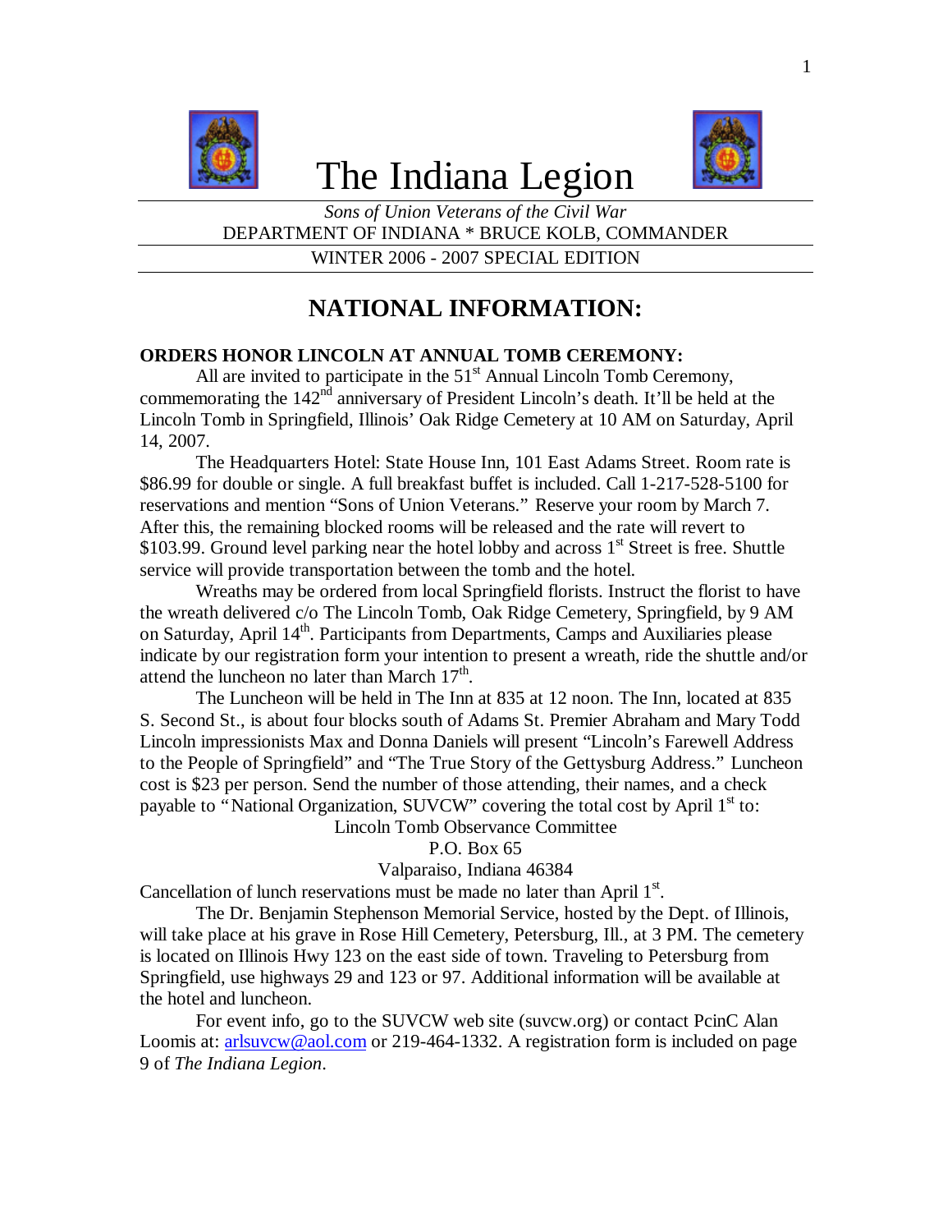# The Indiana Legion

*Sons of Union Veterans of the Civil War*

DEPARTMENT OF INDIANA * BRUCE KOLB, COMMANDER

WINTER 2006 - 2007 SPECIAL EDITION

## NATIONAL INFORMATION:

**ORDERS HONOR LINCOLN AT ANNUAL TOMB CEREMONY:**

All are invited to participate in the 51st Annual Lincoln Tomb Ceremony, commemorating the 142nd anniversary of President Lincoln's death. It'll be held at the Lincoln Tomb in Springfield, Illinois' Oak Ridge Cemetery at 10 AM on Saturday, April 14, 2007.

The Headquarters Hotel: State House Inn, 101 East Adams Street. Room rate is $86.99 for double or single. A full breakfast buffet is included. Call 1-217-528-5100 for reservations and mention "Sons of Union Veterans." Reserve your room by March 7. After this, the remaining blocked rooms will be released and the rate will revert to $103.99. Ground level parking near the hotel lobby and across 1st Street is free. Shuttle service will provide transportation between the tomb and the hotel.

Wreaths may be ordered from local Springfield florists. Instruct the florist to have the wreath delivered c/o The Lincoln Tomb, Oak Ridge Cemetery, Springfield, by 9 AM on Saturday, April 14th. Participants from Departments, Camps and Auxiliaries please indicate by our registration form your intention to present a wreath, ride the shuttle and/or attend the luncheon no later than March 17th.

The Luncheon will be held in The Inn at 835 at 12 noon. The Inn, located at 835 S. Second St., is about four blocks south of Adams St. Premier Abraham and Mary Todd Lincoln impressionists Max and Donna Daniels will present "Lincoln's Farewell Address to the People of Springfield" and "The True Story of the Gettysburg Address." Luncheon cost is $23 per person. Send the number of those attending, their names, and a check payable to "National Organization, SUVCW" covering the total cost by April 1st to:

Lincoln Tomb Observance Committee
P.O. Box 65
Valparaiso, Indiana 46384

Cancellation of lunch reservations must be made no later than April 1st.

The Dr. Benjamin Stephenson Memorial Service, hosted by the Dept. of Illinois, will take place at his grave in Rose Hill Cemetery, Petersburg, Ill., at 3 PM. The cemetery is located on Illinois Hwy 123 on the east side of town. Traveling to Petersburg from Springfield, use highways 29 and 123 or 97. Additional information will be available at the hotel and luncheon.

For event info, go to the SUVCW web site (suvcw.org) or contact PcinC Alan Loomis at: arlsuvcw@aol.com or 219-464-1332. A registration form is included on page 9 of *The Indiana Legion*.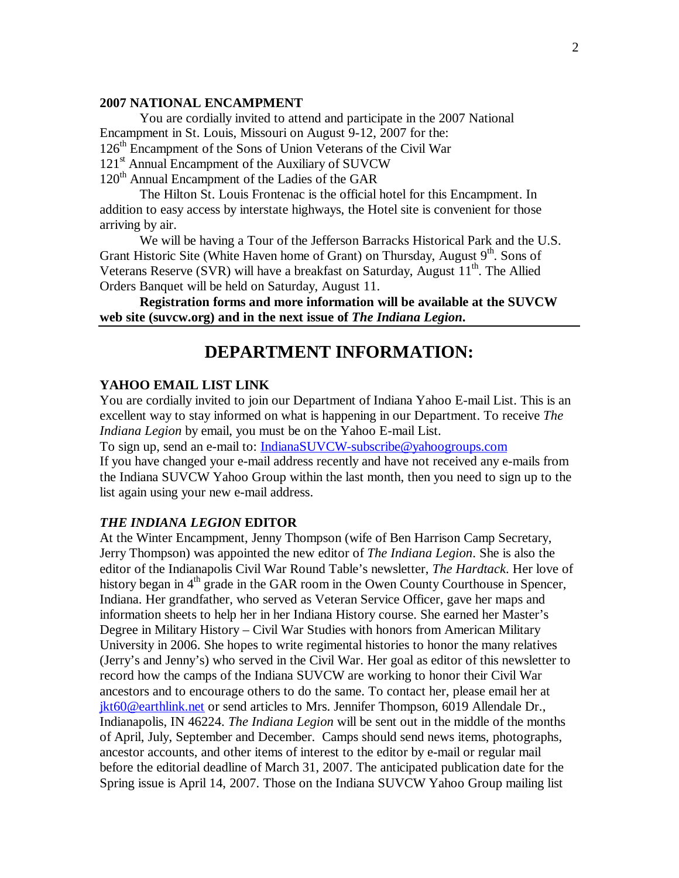**2007 NATIONAL ENCAMPMENT**

You are cordially invited to attend and participate in the 2007 National Encampment in St. Louis, Missouri on August 9-12, 2007 for the:

126th Encampment of the Sons of Union Veterans of the Civil War

121st Annual Encampment of the Auxiliary of SUVCW

120th Annual Encampment of the Ladies of the GAR

The Hilton St. Louis Frontenac is the official hotel for this Encampment. In addition to easy access by interstate highways, the Hotel site is convenient for those arriving by air.

We will be having a Tour of the Jefferson Barracks Historical Park and the U.S. Grant Historic Site (White Haven home of Grant) on Thursday, August 9th. Sons of Veterans Reserve (SVR) will have a breakfast on Saturday, August 11th. The Allied Orders Banquet will be held on Saturday, August 11.

**Registration forms and more information will be available at the SUVCW web site (suvcw.org) and in the next issue of *The Indiana Legion*.**

---

# DEPARTMENT INFORMATION:

**YAHOO EMAIL LIST LINK**

You are cordially invited to join our Department of Indiana Yahoo E-mail List. This is an excellent way to stay informed on what is happening in our Department. To receive *The Indiana Legion* by email, you must be on the Yahoo E-mail List.

To sign up, send an e-mail to: IndianaSUVCW-subscribe@yahoogroups.com

If you have changed your e-mail address recently and have not received any e-mails from the Indiana SUVCW Yahoo Group within the last month, then you need to sign up to the list again using your new e-mail address.

***THE INDIANA LEGION* EDITOR**

At the Winter Encampment, Jenny Thompson (wife of Ben Harrison Camp Secretary, Jerry Thompson) was appointed the new editor of *The Indiana Legion*. She is also the editor of the Indianapolis Civil War Round Table's newsletter, *The Hardtack*. Her love of history began in 4th grade in the GAR room in the Owen County Courthouse in Spencer, Indiana. Her grandfather, who served as Veteran Service Officer, gave her maps and information sheets to help her in her Indiana History course. She earned her Master's Degree in Military History – Civil War Studies with honors from American Military University in 2006. She hopes to write regimental histories to honor the many relatives (Jerry's and Jenny's) who served in the Civil War. Her goal as editor of this newsletter to record how the camps of the Indiana SUVCW are working to honor their Civil War ancestors and to encourage others to do the same. To contact her, please email her at jkt60@earthlink.net or send articles to Mrs. Jennifer Thompson, 6019 Allendale Dr., Indianapolis, IN 46224. *The Indiana Legion* will be sent out in the middle of the months of April, July, September and December. Camps should send news items, photographs, ancestor accounts, and other items of interest to the editor by e-mail or regular mail before the editorial deadline of March 31, 2007. The anticipated publication date for the Spring issue is April 14, 2007. Those on the Indiana SUVCW Yahoo Group mailing list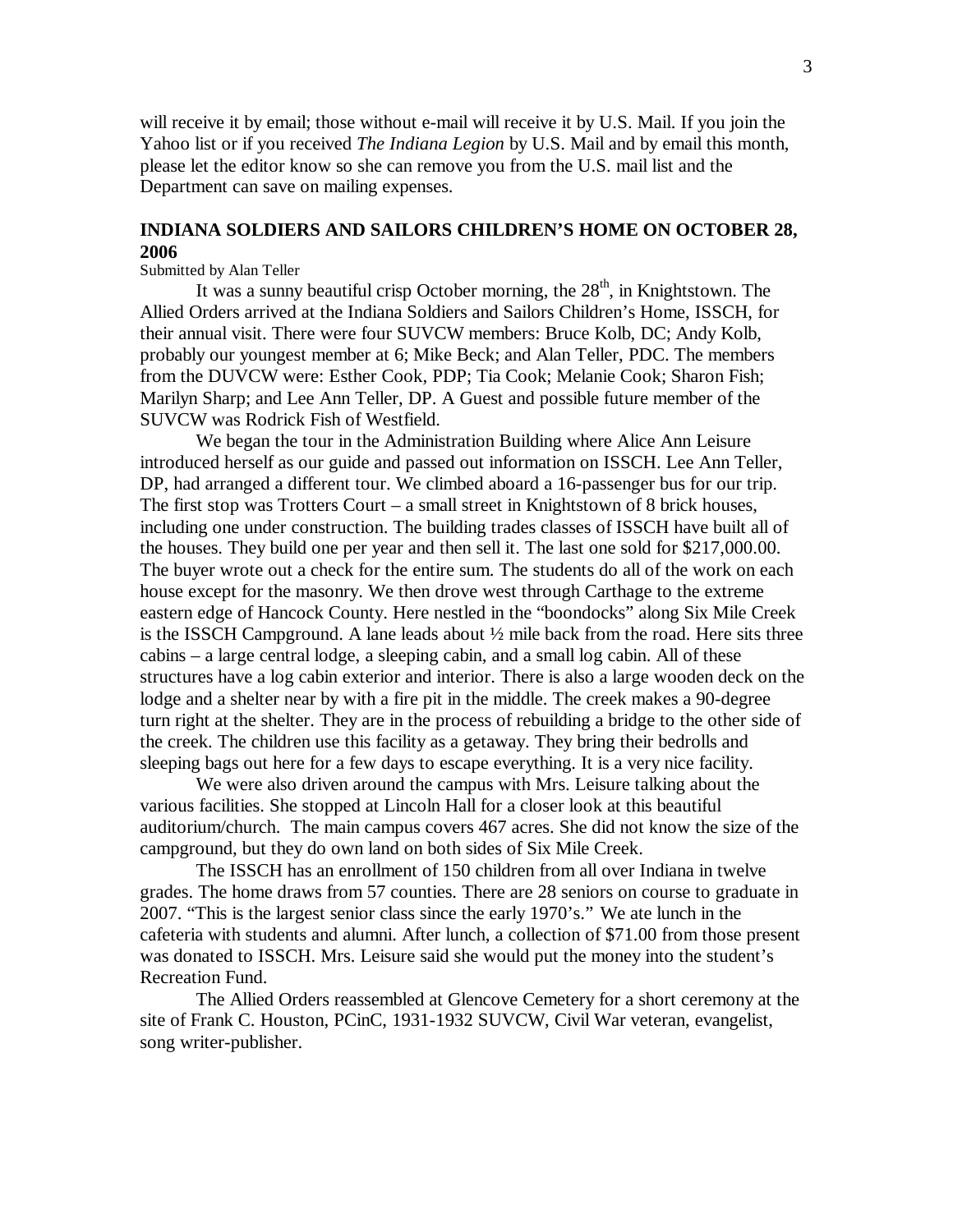will receive it by email; those without e-mail will receive it by U.S. Mail. If you join the Yahoo list or if you received *The Indiana Legion* by U.S. Mail and by email this month, please let the editor know so she can remove you from the U.S. mail list and the Department can save on mailing expenses.

### INDIANA SOLDIERS AND SAILORS CHILDREN'S HOME ON OCTOBER 28, 2006

Submitted by Alan Teller

It was a sunny beautiful crisp October morning, the 28th, in Knightstown. The Allied Orders arrived at the Indiana Soldiers and Sailors Children's Home, ISSCH, for their annual visit. There were four SUVCW members: Bruce Kolb, DC; Andy Kolb, probably our youngest member at 6; Mike Beck; and Alan Teller, PDC. The members from the DUVCW were: Esther Cook, PDP; Tia Cook; Melanie Cook; Sharon Fish; Marilyn Sharp; and Lee Ann Teller, DP. A Guest and possible future member of the SUVCW was Rodrick Fish of Westfield.

We began the tour in the Administration Building where Alice Ann Leisure introduced herself as our guide and passed out information on ISSCH. Lee Ann Teller, DP, had arranged a different tour. We climbed aboard a 16-passenger bus for our trip. The first stop was Trotters Court – a small street in Knightstown of 8 brick houses, including one under construction. The building trades classes of ISSCH have built all of the houses. They build one per year and then sell it. The last one sold for $217,000.00. The buyer wrote out a check for the entire sum. The students do all of the work on each house except for the masonry. We then drove west through Carthage to the extreme eastern edge of Hancock County. Here nestled in the "boondocks" along Six Mile Creek is the ISSCH Campground. A lane leads about ½ mile back from the road. Here sits three cabins – a large central lodge, a sleeping cabin, and a small log cabin. All of these structures have a log cabin exterior and interior. There is also a large wooden deck on the lodge and a shelter near by with a fire pit in the middle. The creek makes a 90-degree turn right at the shelter. They are in the process of rebuilding a bridge to the other side of the creek. The children use this facility as a getaway. They bring their bedrolls and sleeping bags out here for a few days to escape everything. It is a very nice facility.

We were also driven around the campus with Mrs. Leisure talking about the various facilities. She stopped at Lincoln Hall for a closer look at this beautiful auditorium/church. The main campus covers 467 acres. She did not know the size of the campground, but they do own land on both sides of Six Mile Creek.

The ISSCH has an enrollment of 150 children from all over Indiana in twelve grades. The home draws from 57 counties. There are 28 seniors on course to graduate in 2007. "This is the largest senior class since the early 1970's." We ate lunch in the cafeteria with students and alumni. After lunch, a collection of $71.00 from those present was donated to ISSCH. Mrs. Leisure said she would put the money into the student's Recreation Fund.

The Allied Orders reassembled at Glencove Cemetery for a short ceremony at the site of Frank C. Houston, PCinC, 1931-1932 SUVCW, Civil War veteran, evangelist, song writer-publisher.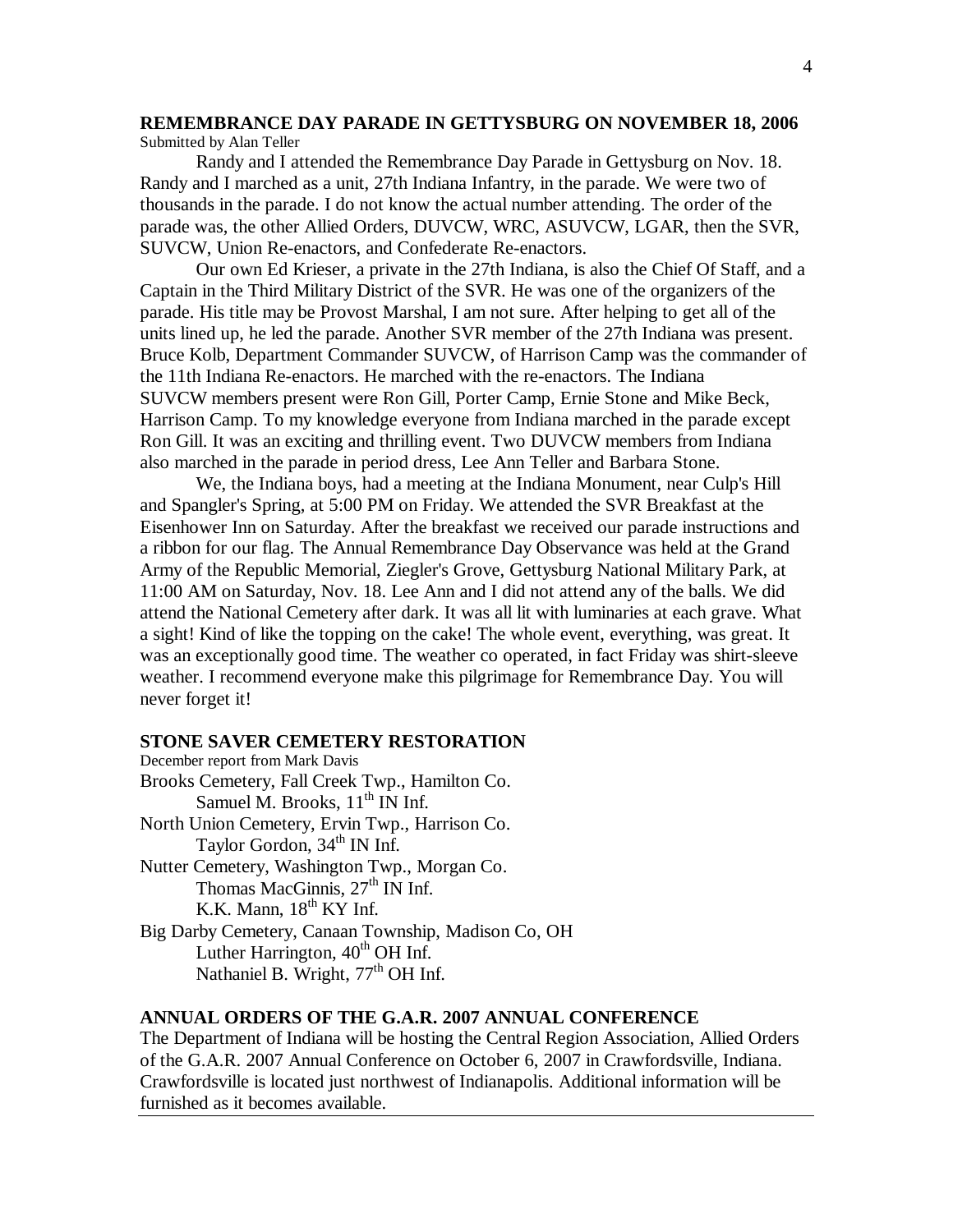## REMEMBRANCE DAY PARADE IN GETTYSBURG ON NOVEMBER 18, 2006

Submitted by Alan Teller

Randy and I attended the Remembrance Day Parade in Gettysburg on Nov. 18. Randy and I marched as a unit, 27th Indiana Infantry, in the parade. We were two of thousands in the parade. I do not know the actual number attending. The order of the parade was, the other Allied Orders, DUVCW, WRC, ASUVCW, LGAR, then the SVR, SUVCW, Union Re-enactors, and Confederate Re-enactors.

Our own Ed Krieser, a private in the 27th Indiana, is also the Chief Of Staff, and a Captain in the Third Military District of the SVR. He was one of the organizers of the parade. His title may be Provost Marshal, I am not sure. After helping to get all of the units lined up, he led the parade. Another SVR member of the 27th Indiana was present. Bruce Kolb, Department Commander SUVCW, of Harrison Camp was the commander of the 11th Indiana Re-enactors. He marched with the re-enactors. The Indiana SUVCW members present were Ron Gill, Porter Camp, Ernie Stone and Mike Beck, Harrison Camp. To my knowledge everyone from Indiana marched in the parade except Ron Gill. It was an exciting and thrilling event. Two DUVCW members from Indiana also marched in the parade in period dress, Lee Ann Teller and Barbara Stone.

We, the Indiana boys, had a meeting at the Indiana Monument, near Culp's Hill and Spangler's Spring, at 5:00 PM on Friday. We attended the SVR Breakfast at the Eisenhower Inn on Saturday. After the breakfast we received our parade instructions and a ribbon for our flag. The Annual Remembrance Day Observance was held at the Grand Army of the Republic Memorial, Ziegler's Grove, Gettysburg National Military Park, at 11:00 AM on Saturday, Nov. 18. Lee Ann and I did not attend any of the balls. We did attend the National Cemetery after dark. It was all lit with luminaries at each grave. What a sight! Kind of like the topping on the cake! The whole event, everything, was great. It was an exceptionally good time. The weather co operated, in fact Friday was shirt-sleeve weather. I recommend everyone make this pilgrimage for Remembrance Day. You will never forget it!

## STONE SAVER CEMETERY RESTORATION

December report from Mark Davis

Brooks Cemetery, Fall Creek Twp., Hamilton Co.
    Samuel M. Brooks, 11th IN Inf.

North Union Cemetery, Ervin Twp., Harrison Co.
    Taylor Gordon, 34th IN Inf.

Nutter Cemetery, Washington Twp., Morgan Co.
    Thomas MacGinnis, 27th IN Inf.
    K.K. Mann, 18th KY Inf.

Big Darby Cemetery, Canaan Township, Madison Co, OH
    Luther Harrington, 40th OH Inf.
    Nathaniel B. Wright, 77th OH Inf.

## ANNUAL ORDERS OF THE G.A.R. 2007 ANNUAL CONFERENCE

The Department of Indiana will be hosting the Central Region Association, Allied Orders of the G.A.R. 2007 Annual Conference on October 6, 2007 in Crawfordsville, Indiana. Crawfordsville is located just northwest of Indianapolis. Additional information will be furnished as it becomes available.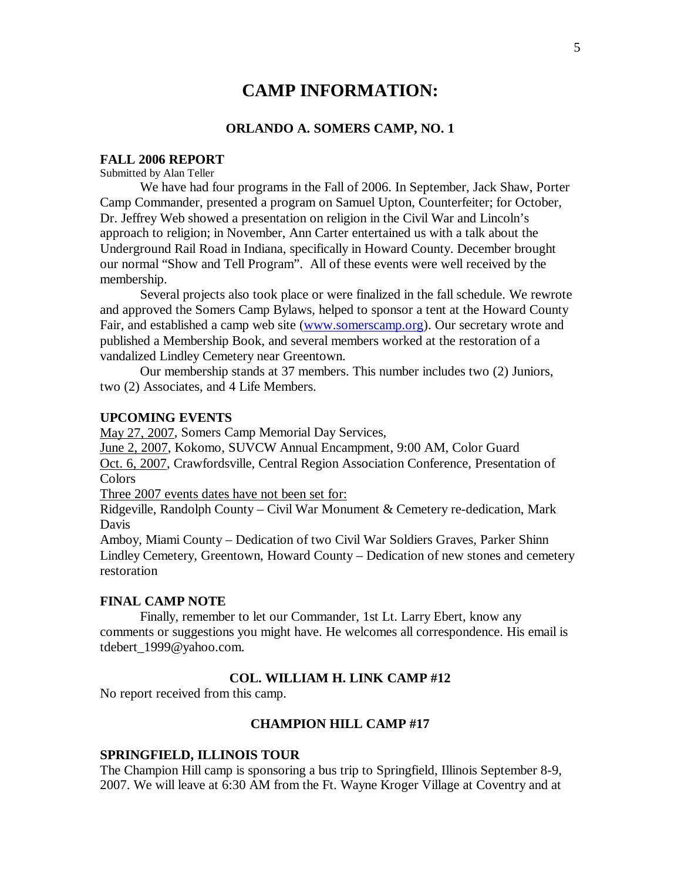# CAMP INFORMATION:

## ORLANDO A. SOMERS CAMP, NO. 1

### FALL 2006 REPORT

Submitted by Alan Teller

We have had four programs in the Fall of 2006. In September, Jack Shaw, Porter Camp Commander, presented a program on Samuel Upton, Counterfeiter; for October, Dr. Jeffrey Web showed a presentation on religion in the Civil War and Lincoln's approach to religion; in November, Ann Carter entertained us with a talk about the Underground Rail Road in Indiana, specifically in Howard County. December brought our normal "Show and Tell Program". All of these events were well received by the membership.

Several projects also took place or were finalized in the fall schedule. We rewrote and approved the Somers Camp Bylaws, helped to sponsor a tent at the Howard County Fair, and established a camp web site (www.somerscamp.org). Our secretary wrote and published a Membership Book, and several members worked at the restoration of a vandalized Lindley Cemetery near Greentown.

Our membership stands at 37 members. This number includes two (2) Juniors, two (2) Associates, and 4 Life Members.

### UPCOMING EVENTS

May 27, 2007, Somers Camp Memorial Day Services,
June 2, 2007, Kokomo, SUVCW Annual Encampment, 9:00 AM, Color Guard
Oct. 6, 2007, Crawfordsville, Central Region Association Conference, Presentation of Colors
Three 2007 events dates have not been set for:
Ridgeville, Randolph County – Civil War Monument & Cemetery re-dedication, Mark Davis
Amboy, Miami County – Dedication of two Civil War Soldiers Graves, Parker Shinn
Lindley Cemetery, Greentown, Howard County – Dedication of new stones and cemetery restoration

### FINAL CAMP NOTE

Finally, remember to let our Commander, 1st Lt. Larry Ebert, know any comments or suggestions you might have. He welcomes all correspondence. His email is tdebert_1999@yahoo.com.

## COL. WILLIAM H. LINK CAMP #12

No report received from this camp.

## CHAMPION HILL CAMP #17

### SPRINGFIELD, ILLINOIS TOUR

The Champion Hill camp is sponsoring a bus trip to Springfield, Illinois September 8-9, 2007. We will leave at 6:30 AM from the Ft. Wayne Kroger Village at Coventry and at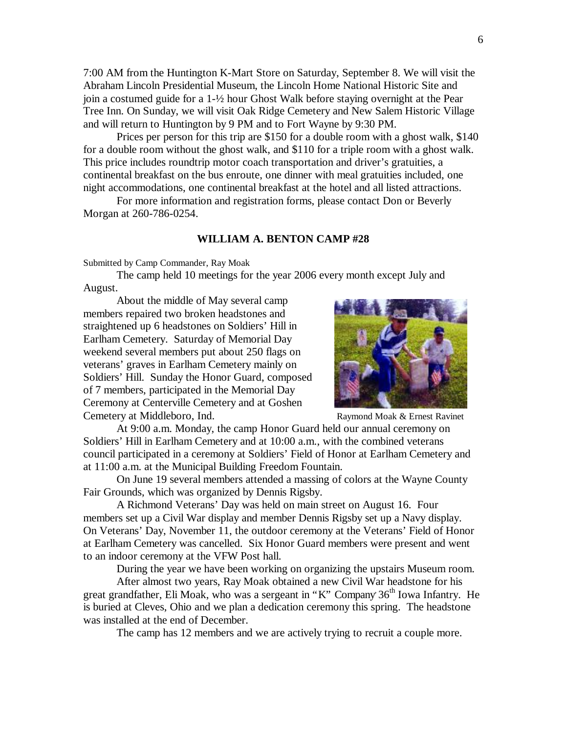7:00 AM from the Huntington K-Mart Store on Saturday, September 8. We will visit the Abraham Lincoln Presidential Museum, the Lincoln Home National Historic Site and join a costumed guide for a 1-½ hour Ghost Walk before staying overnight at the Pear Tree Inn. On Sunday, we will visit Oak Ridge Cemetery and New Salem Historic Village and will return to Huntington by 9 PM and to Fort Wayne by 9:30 PM.

Prices per person for this trip are $150 for a double room with a ghost walk, $140 for a double room without the ghost walk, and $110 for a triple room with a ghost walk. This price includes roundtrip motor coach transportation and driver's gratuities, a continental breakfast on the bus enroute, one dinner with meal gratuities included, one night accommodations, one continental breakfast at the hotel and all listed attractions.

For more information and registration forms, please contact Don or Beverly Morgan at 260-786-0254.

## WILLIAM A. BENTON CAMP #28

Submitted by Camp Commander, Ray Moak

The camp held 10 meetings for the year 2006 every month except July and August.

About the middle of May several camp members repaired two broken headstones and straightened up 6 headstones on Soldiers' Hill in Earlham Cemetery. Saturday of Memorial Day weekend several members put about 250 flags on veterans' graves in Earlham Cemetery mainly on Soldiers' Hill. Sunday the Honor Guard, composed of 7 members, participated in the Memorial Day Ceremony at Centerville Cemetery and at Goshen Cemetery at Middleboro, Ind.

Raymond Moak & Ernest Ravinet

At 9:00 a.m. Monday, the camp Honor Guard held our annual ceremony on Soldiers' Hill in Earlham Cemetery and at 10:00 a.m., with the combined veterans council participated in a ceremony at Soldiers' Field of Honor at Earlham Cemetery and at 11:00 a.m. at the Municipal Building Freedom Fountain.

On June 19 several members attended a massing of colors at the Wayne County Fair Grounds, which was organized by Dennis Rigsby.

A Richmond Veterans' Day was held on main street on August 16. Four members set up a Civil War display and member Dennis Rigsby set up a Navy display. On Veterans' Day, November 11, the outdoor ceremony at the Veterans' Field of Honor at Earlham Cemetery was cancelled. Six Honor Guard members were present and went to an indoor ceremony at the VFW Post hall.

During the year we have been working on organizing the upstairs Museum room.

After almost two years, Ray Moak obtained a new Civil War headstone for his great grandfather, Eli Moak, who was a sergeant in "K" Company 36th Iowa Infantry. He is buried at Cleves, Ohio and we plan a dedication ceremony this spring. The headstone was installed at the end of December.

The camp has 12 members and we are actively trying to recruit a couple more.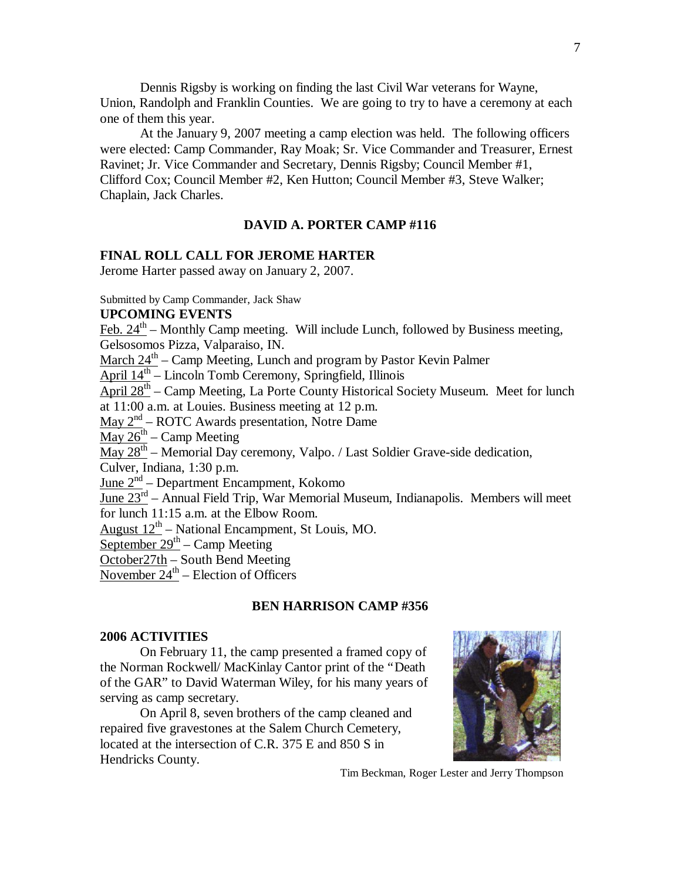Dennis Rigsby is working on finding the last Civil War veterans for Wayne, Union, Randolph and Franklin Counties. We are going to try to have a ceremony at each one of them this year.

At the January 9, 2007 meeting a camp election was held. The following officers were elected: Camp Commander, Ray Moak; Sr. Vice Commander and Treasurer, Ernest Ravinet; Jr. Vice Commander and Secretary, Dennis Rigsby; Council Member #1, Clifford Cox; Council Member #2, Ken Hutton; Council Member #3, Steve Walker; Chaplain, Jack Charles.

## DAVID A. PORTER CAMP #116

### FINAL ROLL CALL FOR JEROME HARTER

Jerome Harter passed away on January 2, 2007.

Submitted by Camp Commander, Jack Shaw

### UPCOMING EVENTS

Feb. 24th – Monthly Camp meeting. Will include Lunch, followed by Business meeting, Gelsosomos Pizza, Valparaiso, IN.
March 24th – Camp Meeting, Lunch and program by Pastor Kevin Palmer
April 14th – Lincoln Tomb Ceremony, Springfield, Illinois
April 28th – Camp Meeting, La Porte County Historical Society Museum. Meet for lunch at 11:00 a.m. at Louies. Business meeting at 12 p.m.
May 2nd – ROTC Awards presentation, Notre Dame
May 26th – Camp Meeting
May 28th – Memorial Day ceremony, Valpo. / Last Soldier Grave-side dedication, Culver, Indiana, 1:30 p.m.
June 2nd – Department Encampment, Kokomo
June 23rd – Annual Field Trip, War Memorial Museum, Indianapolis. Members will meet for lunch 11:15 a.m. at the Elbow Room.
August 12th – National Encampment, St Louis, MO.
September 29th – Camp Meeting
October27th – South Bend Meeting
November 24th – Election of Officers

## BEN HARRISON CAMP #356

### 2006 ACTIVITIES

On February 11, the camp presented a framed copy of the Norman Rockwell/ MacKinlay Cantor print of the "Death of the GAR" to David Waterman Wiley, for his many years of serving as camp secretary.

On April 8, seven brothers of the camp cleaned and repaired five gravestones at the Salem Church Cemetery, located at the intersection of C.R. 375 E and 850 S in Hendricks County.

Tim Beckman, Roger Lester and Jerry Thompson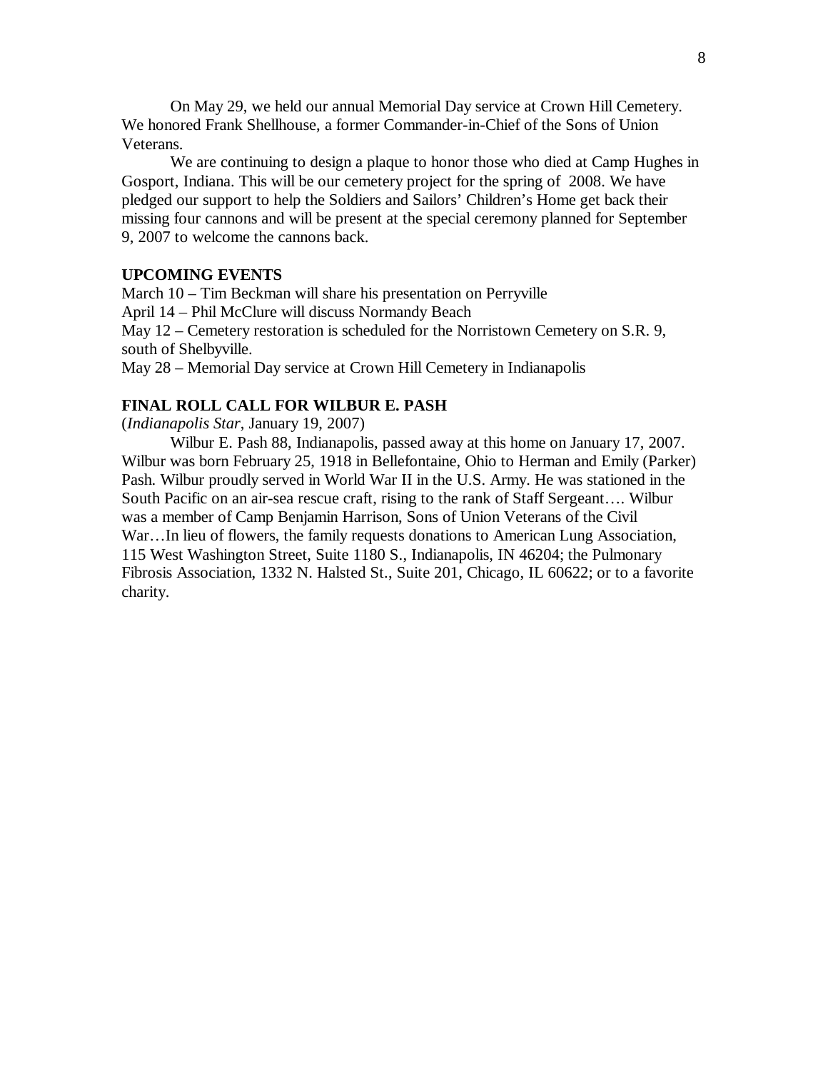On May 29, we held our annual Memorial Day service at Crown Hill Cemetery. We honored Frank Shellhouse, a former Commander-in-Chief of the Sons of Union Veterans.

We are continuing to design a plaque to honor those who died at Camp Hughes in Gosport, Indiana. This will be our cemetery project for the spring of 2008. We have pledged our support to help the Soldiers and Sailors' Children's Home get back their missing four cannons and will be present at the special ceremony planned for September 9, 2007 to welcome the cannons back.

**UPCOMING EVENTS**

March 10 – Tim Beckman will share his presentation on Perryville
April 14 – Phil McClure will discuss Normandy Beach
May 12 – Cemetery restoration is scheduled for the Norristown Cemetery on S.R. 9, south of Shelbyville.
May 28 – Memorial Day service at Crown Hill Cemetery in Indianapolis

**FINAL ROLL CALL FOR WILBUR E. PASH**

(*Indianapolis Star*, January 19, 2007)

Wilbur E. Pash 88, Indianapolis, passed away at this home on January 17, 2007. Wilbur was born February 25, 1918 in Bellefontaine, Ohio to Herman and Emily (Parker) Pash. Wilbur proudly served in World War II in the U.S. Army. He was stationed in the South Pacific on an air-sea rescue craft, rising to the rank of Staff Sergeant…. Wilbur was a member of Camp Benjamin Harrison, Sons of Union Veterans of the Civil War…In lieu of flowers, the family requests donations to American Lung Association, 115 West Washington Street, Suite 1180 S., Indianapolis, IN 46204; the Pulmonary Fibrosis Association, 1332 N. Halsted St., Suite 201, Chicago, IL 60622; or to a favorite charity.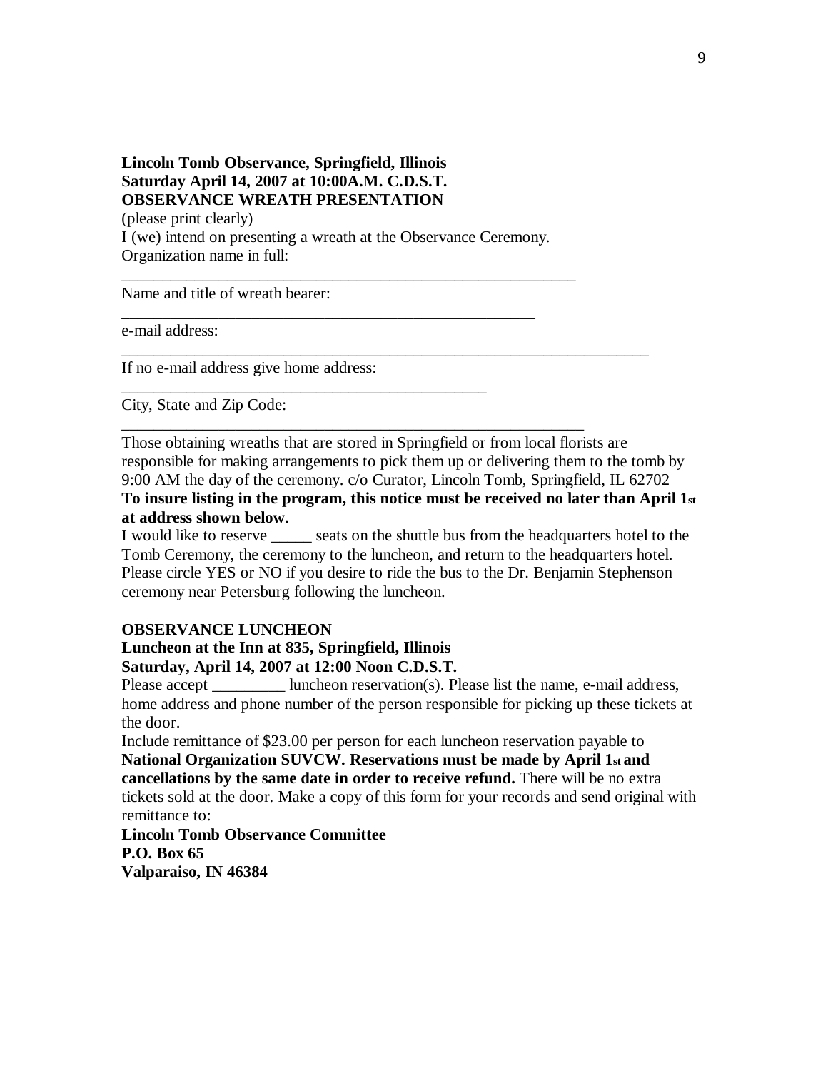**Lincoln Tomb Observance, Springfield, Illinois**
**Saturday April 14, 2007 at 10:00A.M. C.D.S.T.**
**OBSERVANCE WREATH PRESENTATION**

(please print clearly)
I (we) intend on presenting a wreath at the Observance Ceremony.
Organization name in full:

__________________________________________________________

Name and title of wreath bearer:

_____________________________________________________

e-mail address:

____________________________________________________________________

If no e-mail address give home address:

_______________________________________________

City, State and Zip Code:

___________________________________________________________

Those obtaining wreaths that are stored in Springfield or from local florists are responsible for making arrangements to pick them up or delivering them to the tomb by 9:00 AM the day of the ceremony. c/o Curator, Lincoln Tomb, Springfield, IL 62702
**To insure listing in the program, this notice must be received no later than April 1st at address shown below.**

I would like to reserve _____ seats on the shuttle bus from the headquarters hotel to the Tomb Ceremony, the ceremony to the luncheon, and return to the headquarters hotel. Please circle YES or NO if you desire to ride the bus to the Dr. Benjamin Stephenson ceremony near Petersburg following the luncheon.

**OBSERVANCE LUNCHEON**
**Luncheon at the Inn at 835, Springfield, Illinois**
**Saturday, April 14, 2007 at 12:00 Noon C.D.S.T.**

Please accept _________ luncheon reservation(s). Please list the name, e-mail address, home address and phone number of the person responsible for picking up these tickets at the door.

Include remittance of $23.00 per person for each luncheon reservation payable to **National Organization SUVCW. Reservations must be made by April 1st and cancellations by the same date in order to receive refund.** There will be no extra tickets sold at the door. Make a copy of this form for your records and send original with remittance to:

**Lincoln Tomb Observance Committee**
**P.O. Box 65**
**Valparaiso, IN 46384**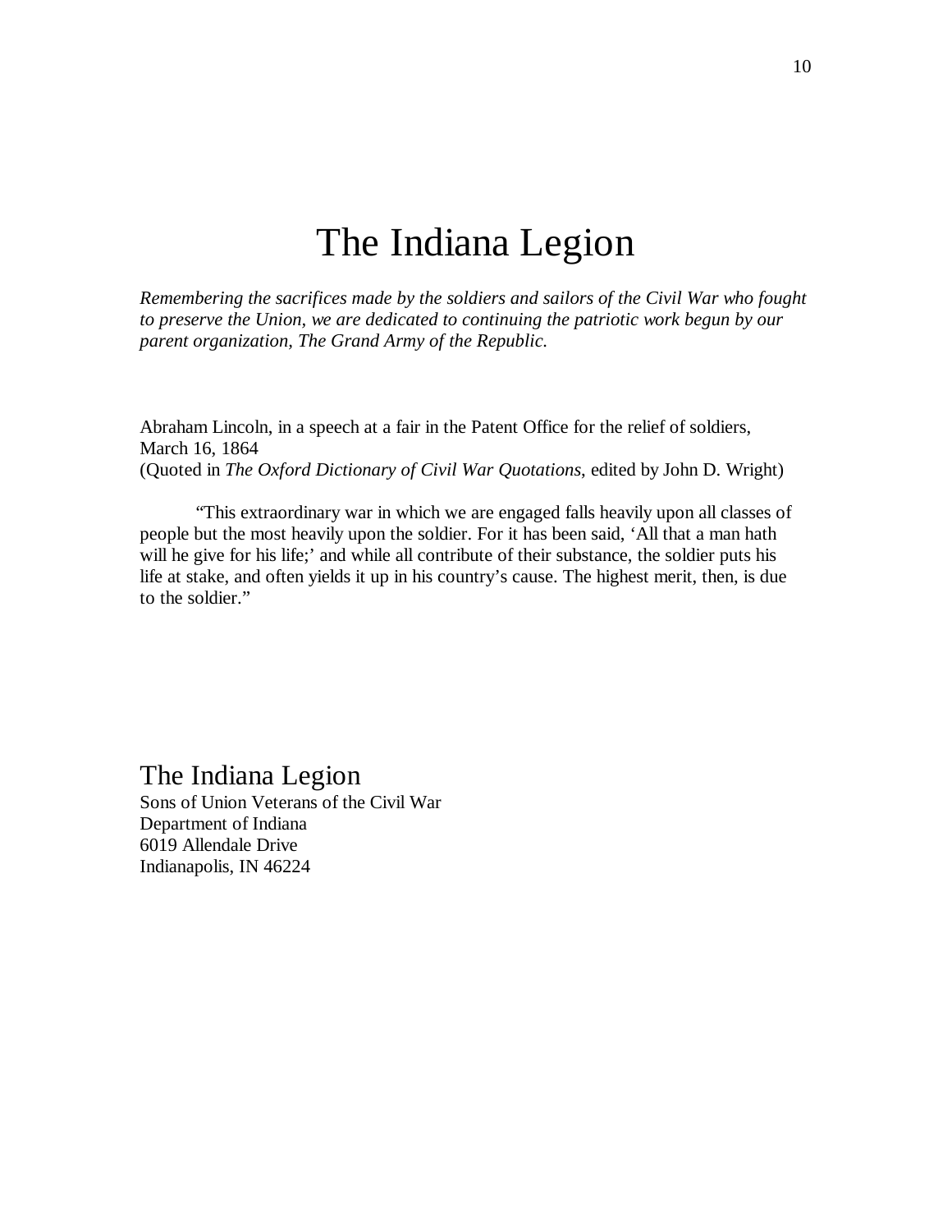# The Indiana Legion

*Remembering the sacrifices made by the soldiers and sailors of the Civil War who fought to preserve the Union, we are dedicated to continuing the patriotic work begun by our parent organization, The Grand Army of the Republic.*

Abraham Lincoln, in a speech at a fair in the Patent Office for the relief of soldiers, March 16, 1864
(Quoted in *The Oxford Dictionary of Civil War Quotations*, edited by John D. Wright)

"This extraordinary war in which we are engaged falls heavily upon all classes of people but the most heavily upon the soldier. For it has been said, 'All that a man hath will he give for his life;' and while all contribute of their substance, the soldier puts his life at stake, and often yields it up in his country's cause. The highest merit, then, is due to the soldier."

## The Indiana Legion

Sons of Union Veterans of the Civil War
Department of Indiana
6019 Allendale Drive
Indianapolis, IN 46224